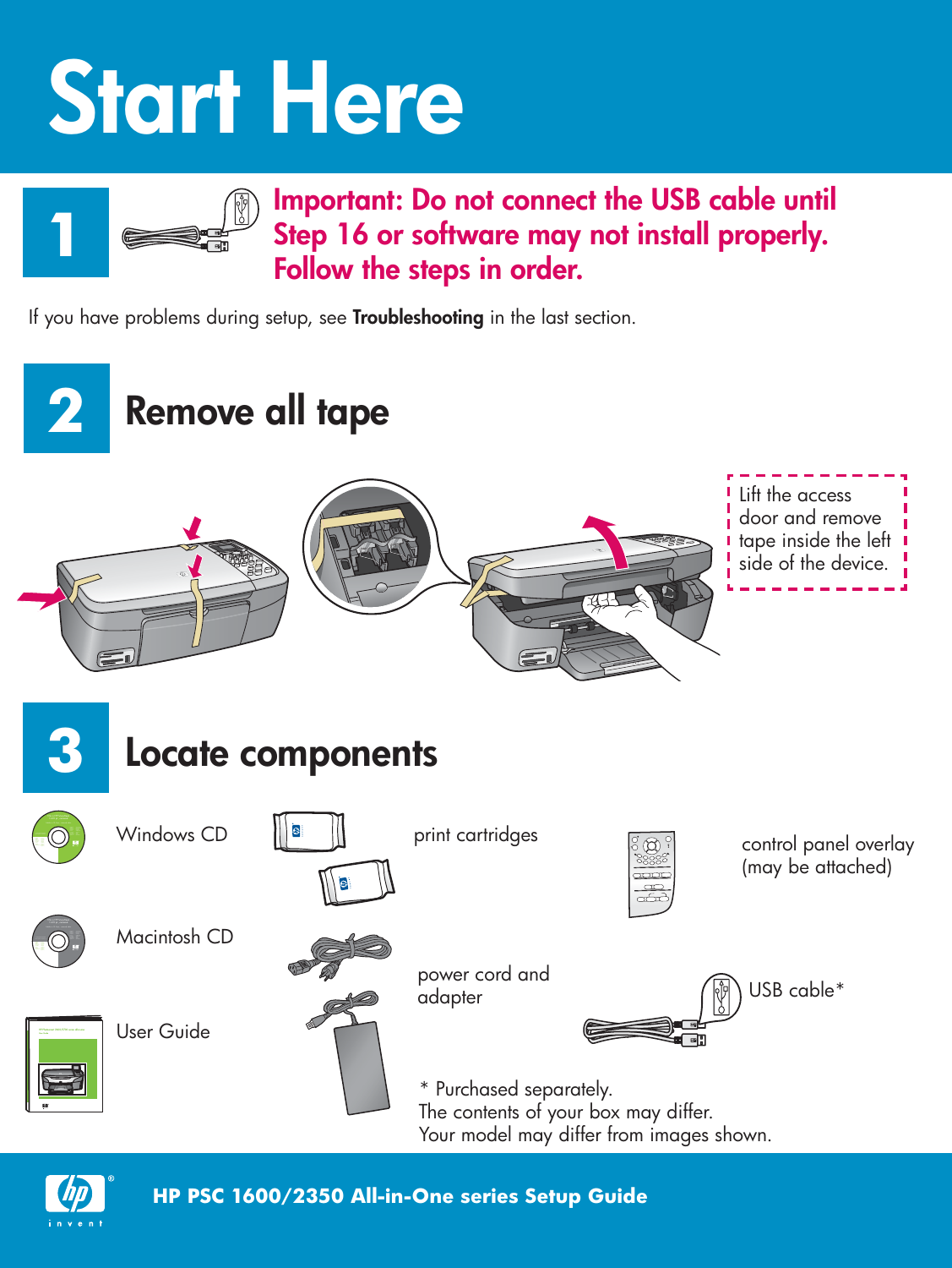# Start Here

## 1

**Important: Do not connect the USB cable until Step 16 or software may not install properly. Follow the steps in order.**

If you have problems during setup, see **Troubleshooting** in the last section.

## 2 Remove all tape

Lift the access door and remove tape inside the left side of the device.

## 3 Locate components

- Windows CD
- Macintosh CD
- User Guide
- print cartridges
- power cord and adapter
- control panel overlay (may be attached)
- USB cable*

\* Purchased separately.
The contents of your box may differ.
Your model may differ from images shown.

**HP PSC 1600/2350 All-in-One series Setup Guide**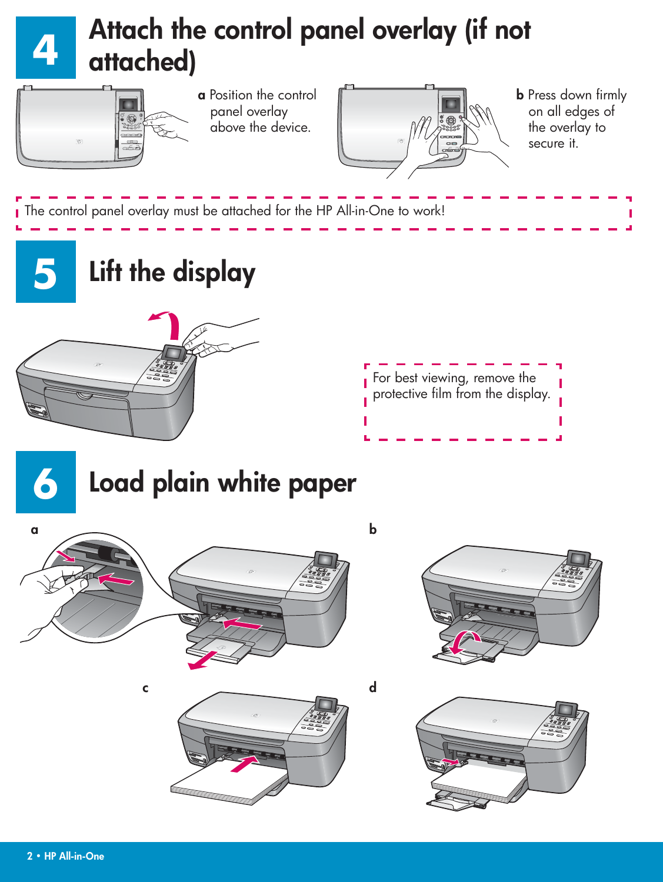## 4 Attach the control panel overlay (if not attached)

**a** Position the control panel overlay above the device.

**b** Press down firmly on all edges of the overlay to secure it.

The control panel overlay must be attached for the HP All-in-One to work!

## 5 Lift the display

For best viewing, remove the protective film from the display.

## 6 Load plain white paper

a

b

c

d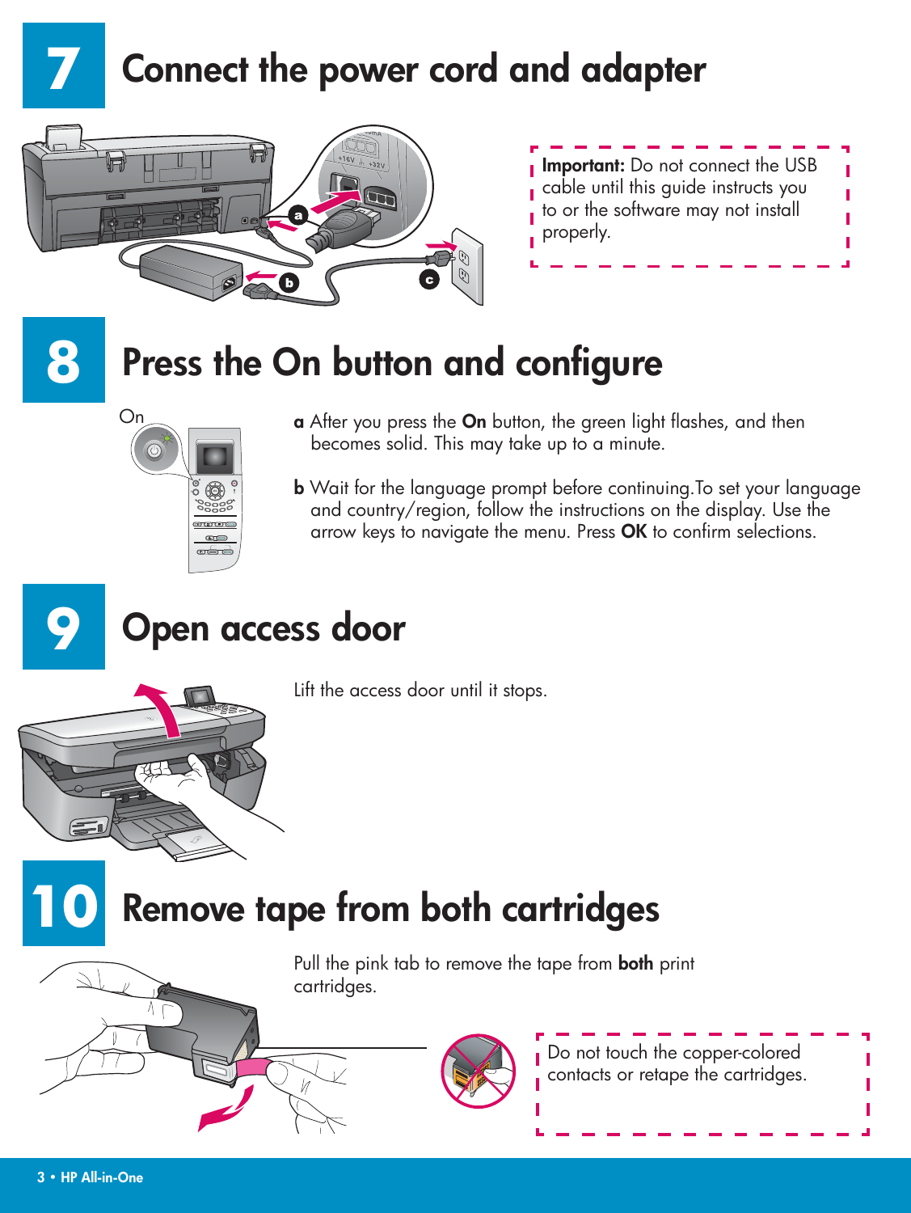# 7 Connect the power cord and adapter

**Important:** Do not connect the USB cable until this guide instructs you to or the software may not install properly.

# 8 Press the On button and configure

**a** After you press the **On** button, the green light flashes, and then becomes solid. This may take up to a minute.

**b** Wait for the language prompt before continuing.To set your language and country/region, follow the instructions on the display. Use the arrow keys to navigate the menu. Press **OK** to confirm selections.

# 9 Open access door

Lift the access door until it stops.

# 10 Remove tape from both cartridges

Pull the pink tab to remove the tape from **both** print cartridges.

Do not touch the copper-colored contacts or retape the cartridges.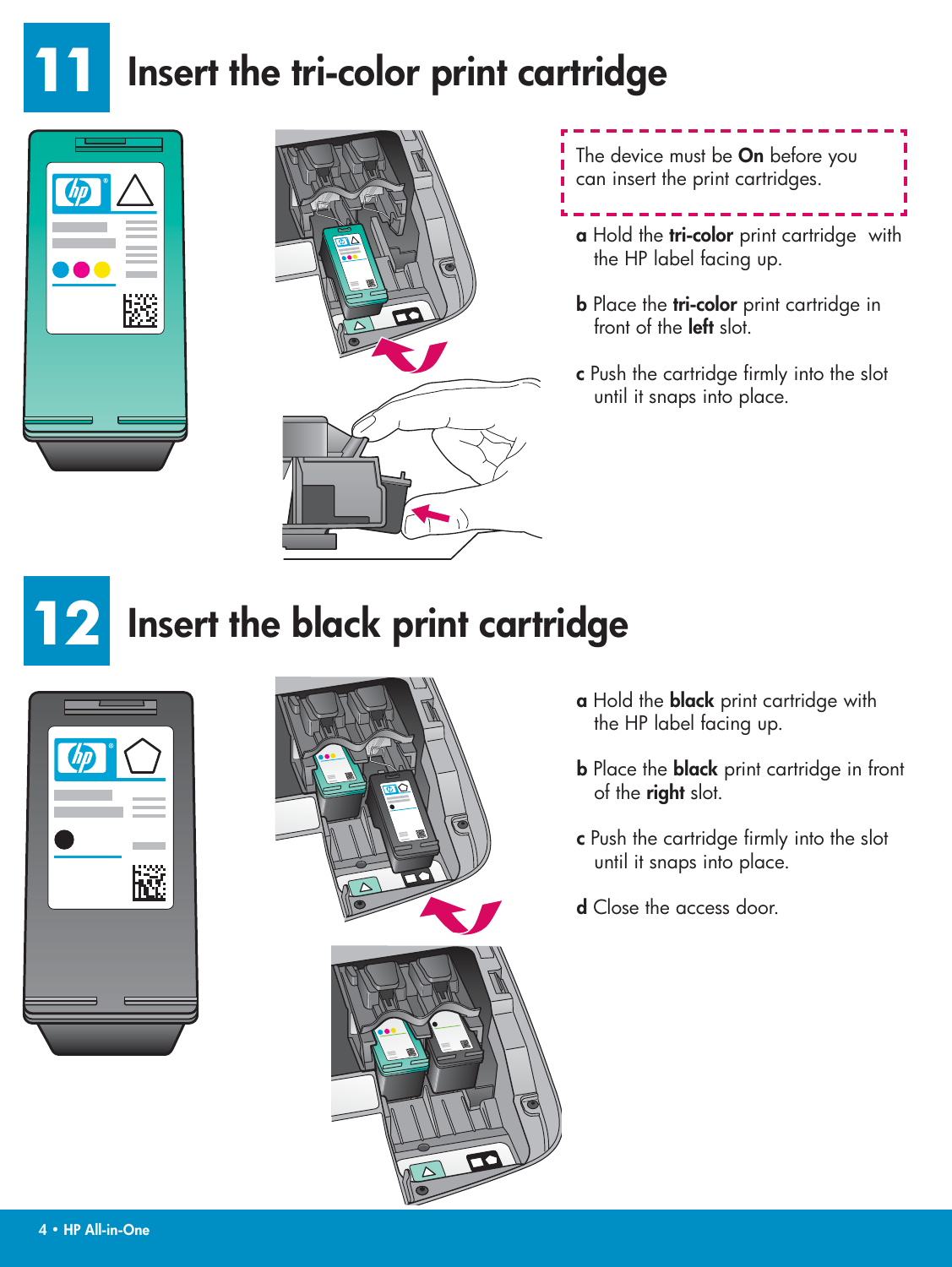# 11 Insert the tri-color print cartridge

The device must be **On** before you can insert the print cartridges.

**a** Hold the **tri-color** print cartridge with the HP label facing up.

**b** Place the **tri-color** print cartridge in front of the **left** slot.

**c** Push the cartridge firmly into the slot until it snaps into place.

# 12 Insert the black print cartridge

**a** Hold the **black** print cartridge with the HP label facing up.

**b** Place the **black** print cartridge in front of the **right** slot.

**c** Push the cartridge firmly into the slot until it snaps into place.

**d** Close the access door.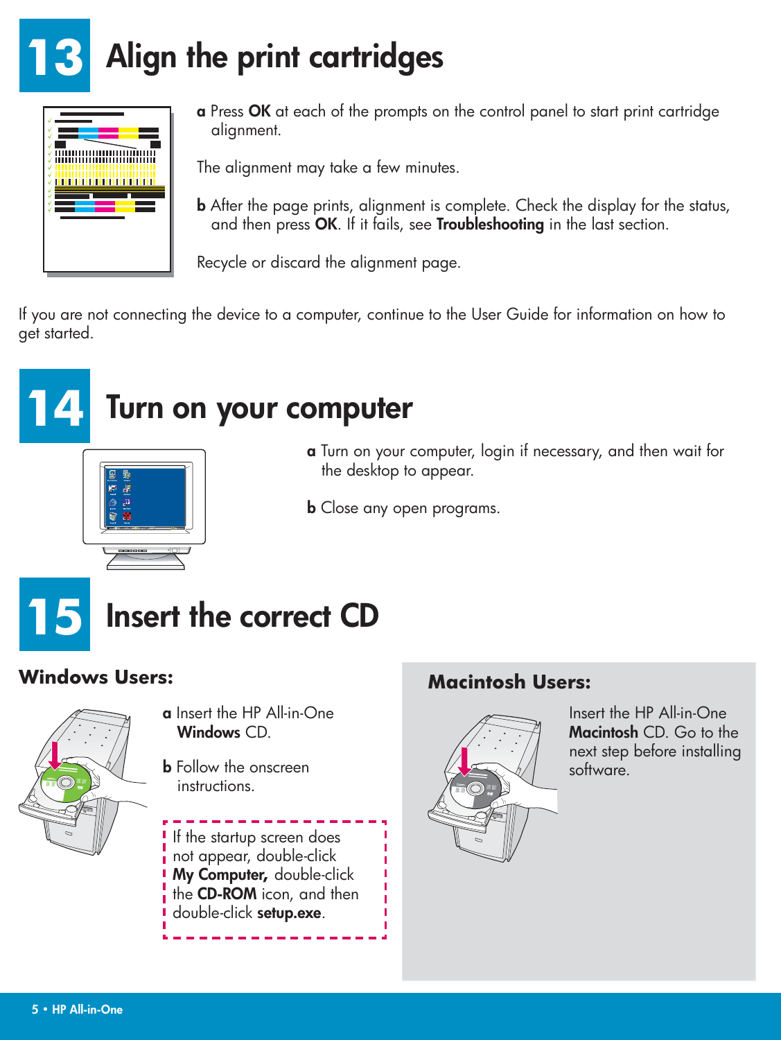# 13 Align the print cartridges

**a** Press **OK** at each of the prompts on the control panel to start print cartridge alignment.

The alignment may take a few minutes.

**b** After the page prints, alignment is complete. Check the display for the status, and then press **OK**. If it fails, see **Troubleshooting** in the last section.

Recycle or discard the alignment page.

If you are not connecting the device to a computer, continue to the User Guide for information on how to get started.

# 14 Turn on your computer

**a** Turn on your computer, login if necessary, and then wait for the desktop to appear.

**b** Close any open programs.

# 15 Insert the correct CD

## Windows Users:

**a** Insert the HP All-in-One **Windows** CD.

**b** Follow the onscreen instructions.

If the startup screen does not appear, double-click **My Computer,** double-click the **CD-ROM** icon, and then double-click **setup.exe**.

## Macintosh Users:

Insert the HP All-in-One **Macintosh** CD. Go to the next step before installing software.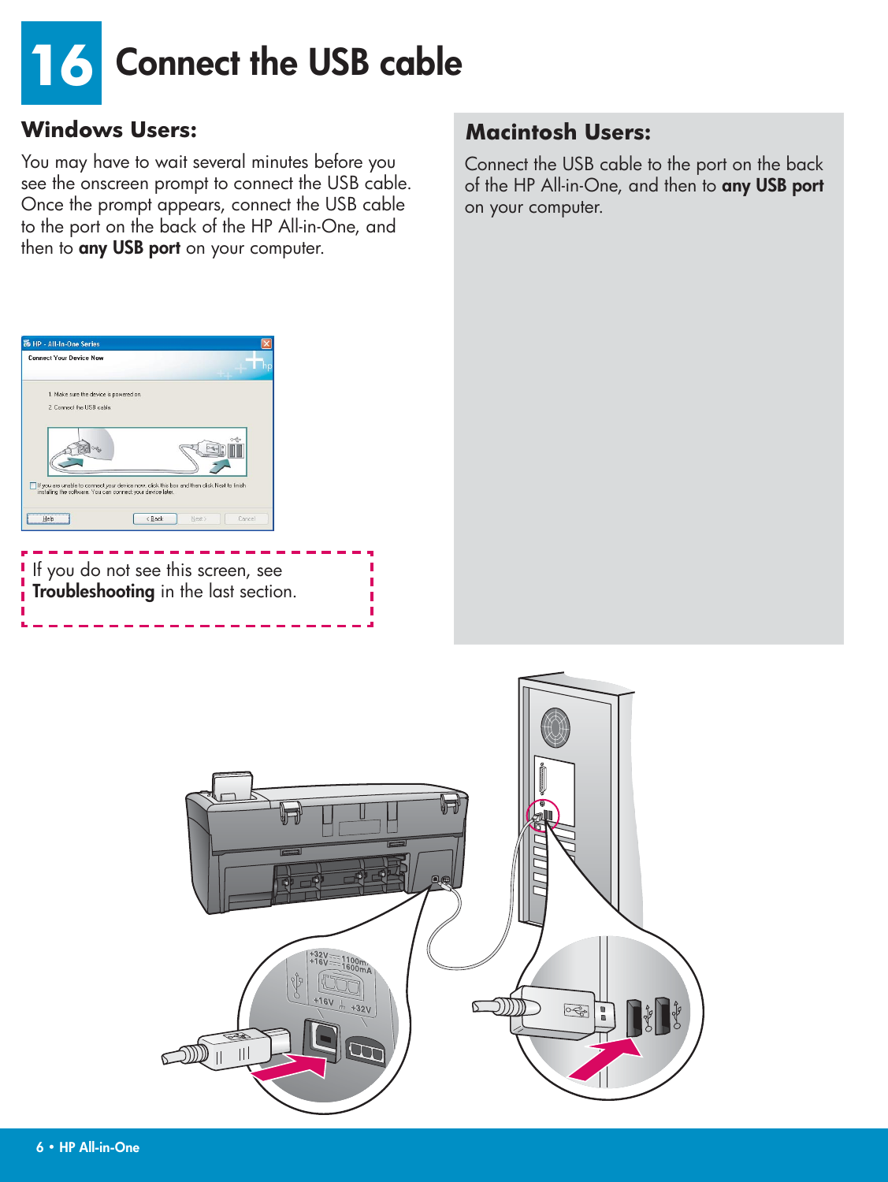# 16 Connect the USB cable

## Windows Users:

You may have to wait several minutes before you see the onscreen prompt to connect the USB cable. Once the prompt appears, connect the USB cable to the port on the back of the HP All-in-One, and then to **any USB port** on your computer.

If you do not see this screen, see **Troubleshooting** in the last section.

## Macintosh Users:

Connect the USB cable to the port on the back of the HP All-in-One, and then to **any USB port** on your computer.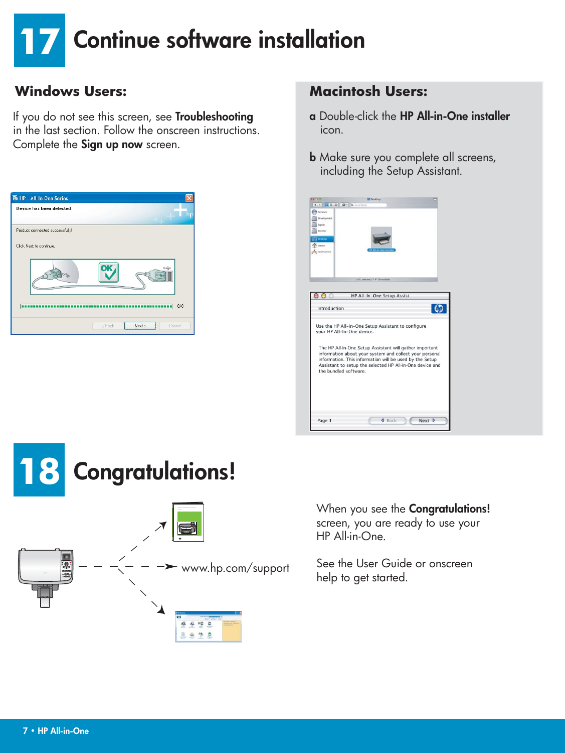# 17 Continue software installation

## Windows Users:

If you do not see this screen, see **Troubleshooting** in the last section. Follow the onscreen instructions. Complete the **Sign up now** screen.

## Macintosh Users:

**a** Double-click the **HP All-in-One installer** icon.

**b** Make sure you complete all screens, including the Setup Assistant.

# 18 Congratulations!

www.hp.com/support

When you see the **Congratulations!** screen, you are ready to use your HP All-in-One.

See the User Guide or onscreen help to get started.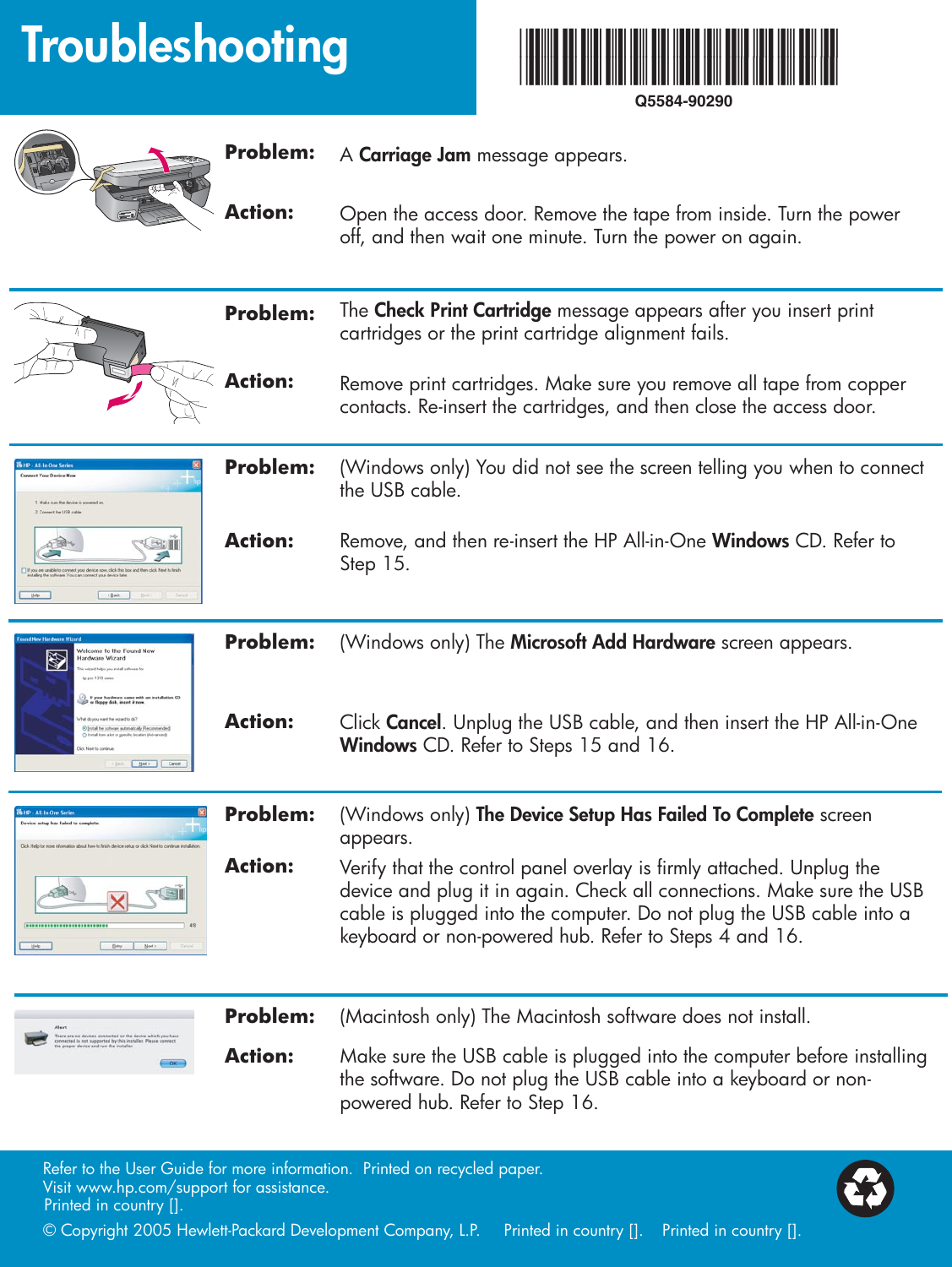# Troubleshooting

Q5584-90290

**Problem:** A **Carriage Jam** message appears.

**Action:** Open the access door. Remove the tape from inside. Turn the power off, and then wait one minute. Turn the power on again.

---

**Problem:** The **Check Print Cartridge** message appears after you insert print cartridges or the print cartridge alignment fails.

**Action:** Remove print cartridges. Make sure you remove all tape from copper contacts. Re-insert the cartridges, and then close the access door.

---

**Problem:** (Windows only) You did not see the screen telling you when to connect the USB cable.

**Action:** Remove, and then re-insert the HP All-in-One **Windows** CD. Refer to Step 15.

---

**Problem:** (Windows only) The **Microsoft Add Hardware** screen appears.

**Action:** Click **Cancel**. Unplug the USB cable, and then insert the HP All-in-One **Windows** CD. Refer to Steps 15 and 16.

---

**Problem:** (Windows only) **The Device Setup Has Failed To Complete** screen appears.

**Action:** Verify that the control panel overlay is firmly attached. Unplug the device and plug it in again. Check all connections. Make sure the USB cable is plugged into the computer. Do not plug the USB cable into a keyboard or non-powered hub. Refer to Steps 4 and 16.

---

**Problem:** (Macintosh only) The Macintosh software does not install.

**Action:** Make sure the USB cable is plugged into the computer before installing the software. Do not plug the USB cable into a keyboard or non-powered hub. Refer to Step 16.

---

Refer to the User Guide for more information. Printed on recycled paper.
Visit www.hp.com/support for assistance.
Printed in country [].

© Copyright 2005 Hewlett-Packard Development Company, L.P. Printed in country []. Printed in country [].